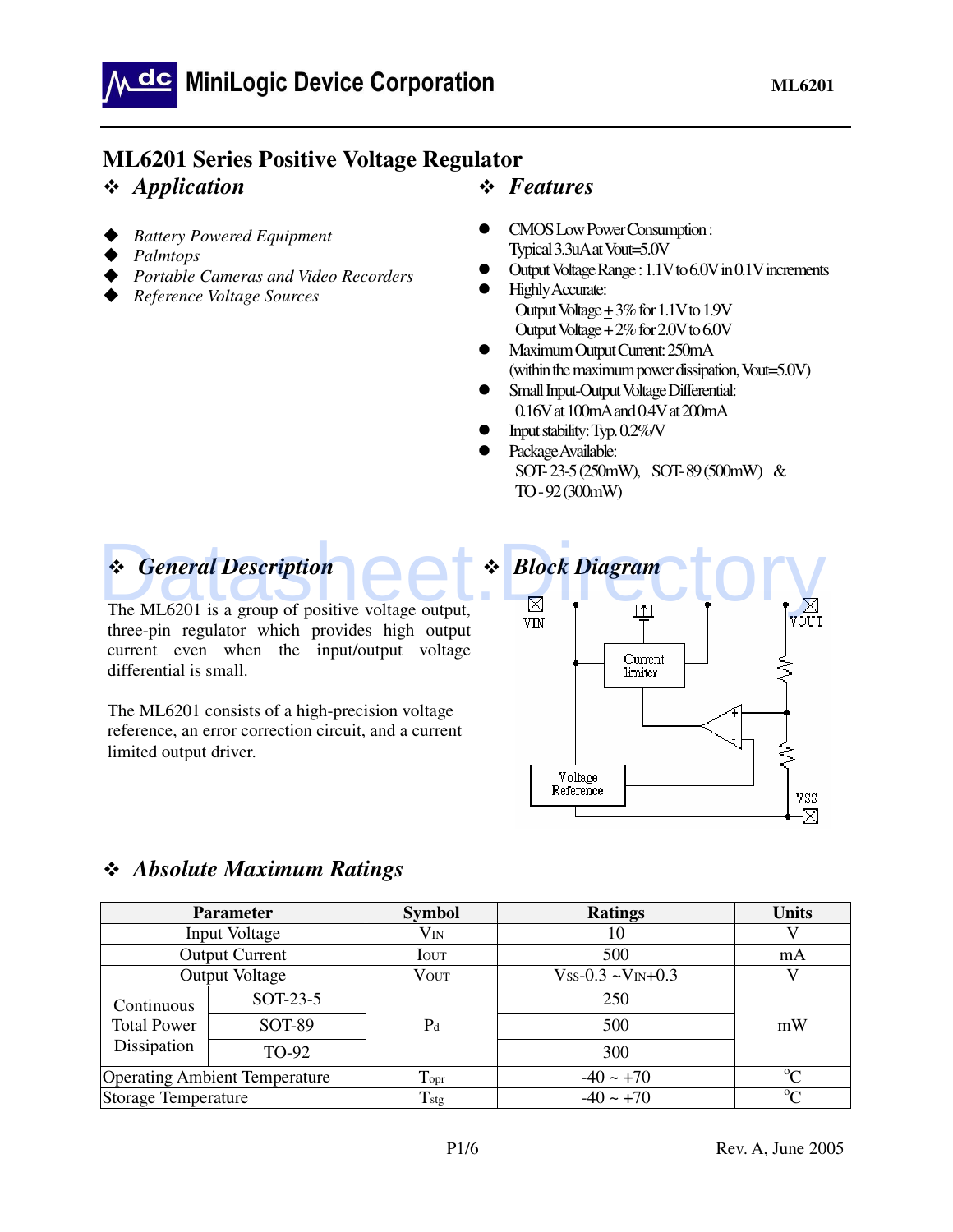# ML6201 Series Positive Voltage Regulator

## ❖ *Application*

- *Battery Powered Equipment*
- *Palmtops*
- *Portable Cameras and Video Recorders*
- *Reference Voltage Sources*

## ❖ *Features*

- CMOS Low Power Consumption : Typical 3.3uA at Vout=5.0V
- Output Voltage Range : 1.1V to 6.0V in 0.1V increments
- Highly Accurate:
  Output Voltage ± 3% for 1.1V to 1.9V
  Output Voltage ± 2% for 2.0V to 6.0V
- Maximum Output Current: 250mA (within the maximum power dissipation, Vout=5.0V)
- Small Input-Output Voltage Differential: 0.16V at 100mA and 0.4V at 200mA
- Input stability: Typ. 0.2%/V
- Package Available: SOT-23-5 (250mW), SOT-89 (500mW) & TO-92 (300mW)

## ❖ *General Description*

The ML6201 is a group of positive voltage output, three-pin regulator which provides high output current even when the input/output voltage differential is small.

The ML6201 consists of a high-precision voltage reference, an error correction circuit, and a current limited output driver.

## ❖ *Block Diagram*

VIN, VOUT, Current limiter, Voltage Reference, VSS

## ❖ *Absolute Maximum Ratings*

| Parameter | | Symbol | Ratings | Units |
|---|---|---|---|---|
| Input Voltage | | $V_{IN}$ | 10 | V |
| Output Current | | $I_{OUT}$ | 500 | mA |
| Output Voltage | | $V_{OUT}$ | $V_{SS}$-0.3 ~ $V_{IN}$+0.3 | V |
| Continuous Total Power Dissipation | SOT-23-5 | $P_d$ | 250 | mW |
| | SOT-89 | | 500 | |
| | TO-92 | | 300 | |
| Operating Ambient Temperature | | $T_{opr}$ | -40 ~ +70 | °C |
| Storage Temperature | | $T_{stg}$ | -40 ~ +70 | °C |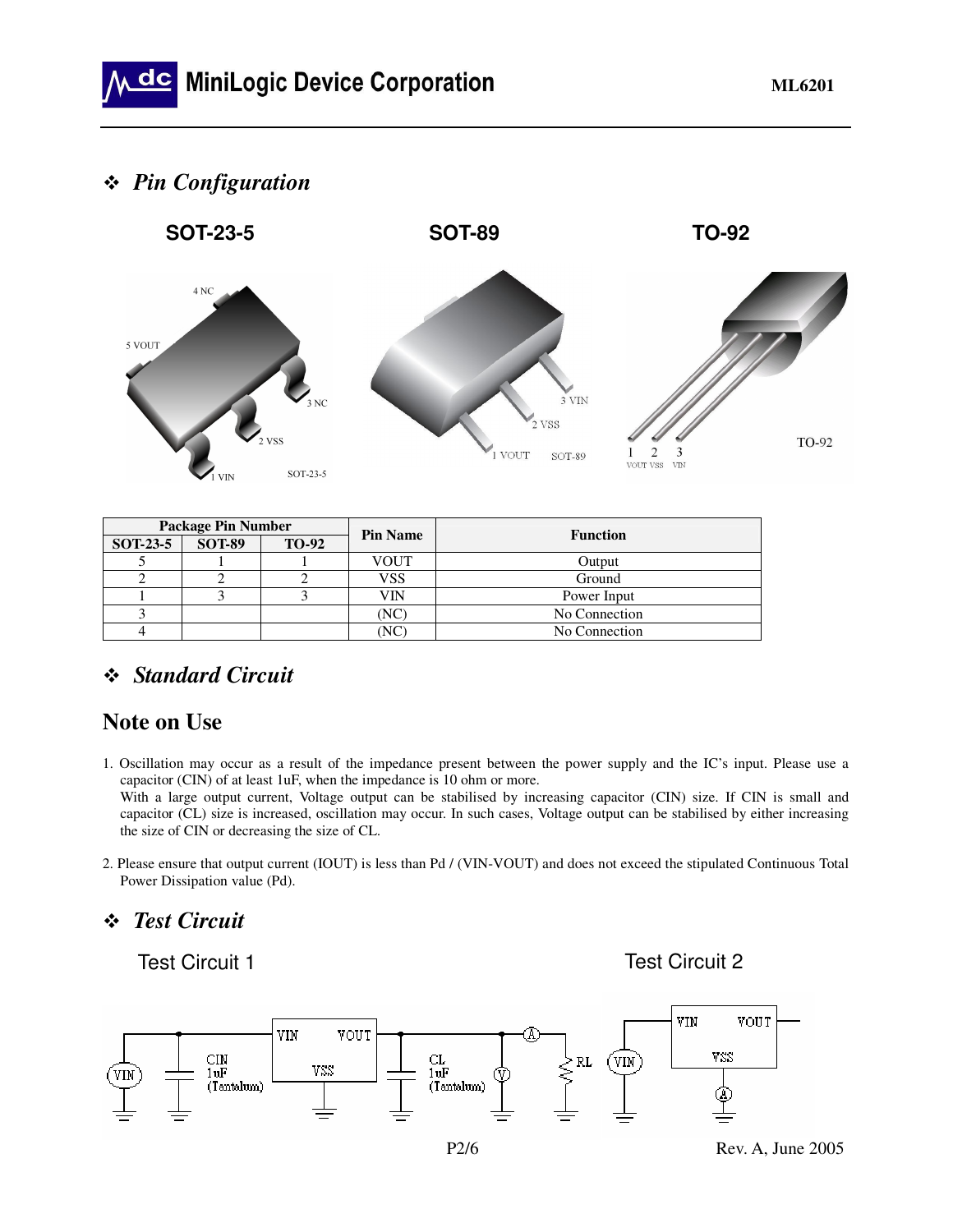## ❖ *Pin Configuration*

| Package Pin Number | | | Pin Name | Function |
|---|---|---|---|---|
| SOT-23-5 | SOT-89 | TO-92 | | |
| 5 | 1 | 1 | VOUT | Output |
| 2 | 2 | 2 | VSS | Ground |
| 1 | 3 | 3 | VIN | Power Input |
| 3 | | | (NC) | No Connection |
| 4 | | | (NC) | No Connection |

## ❖ *Standard Circuit*

# Note on Use

1. Oscillation may occur as a result of the impedance present between the power supply and the IC's input. Please use a capacitor (CIN) of at least 1uF, when the impedance is 10 ohm or more.
   With a large output current, Voltage output can be stabilised by increasing capacitor (CIN) size. If CIN is small and capacitor (CL) size is increased, oscillation may occur. In such cases, Voltage output can be stabilised by either increasing the size of CIN or decreasing the size of CL.

2. Please ensure that output current (IOUT) is less than Pd / (VIN-VOUT) and does not exceed the stipulated Continuous Total Power Dissipation value (Pd).

## ❖ *Test Circuit*

Test Circuit 1

Test Circuit 2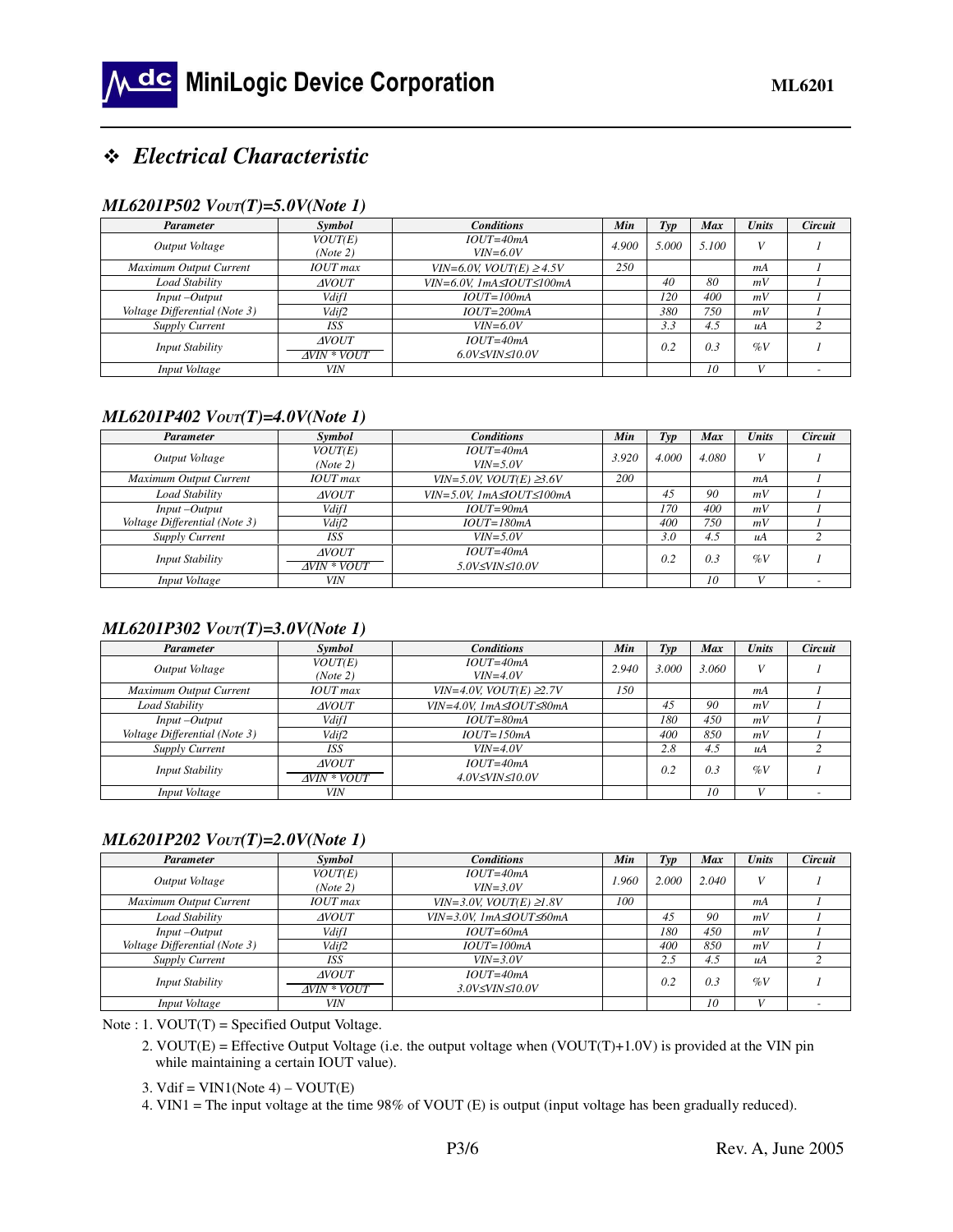## ❖ Electrical Characteristic

### ML6201P502 $V_{OUT}(T)$=5.0V(Note 1)

| Parameter | Symbol | Conditions | Min | Typ | Max | Units | Circuit |
|---|---|---|---|---|---|---|---|
| Output Voltage | VOUT(E) (Note 2) | IOUT=40mA VIN=6.0V | 4.900 | 5.000 | 5.100 | V | 1 |
| Maximum Output Current | IOUT max | VIN=6.0V, VOUT(E) ≥4.5V | 250 | | | mA | 1 |
| Load Stability | ΔVOUT | VIN=6.0V, 1mA≤IOUT≤100mA | | 40 | 80 | mV | 1 |
| Input –Output Voltage Differential (Note 3) | Vdif1 | IOUT=100mA | | 120 | 400 | mV | 1 |
| | Vdif2 | IOUT=200mA | | 380 | 750 | mV | 1 |
| Supply Current | ISS | VIN=6.0V | | 3.3 | 4.5 | uA | 2 |
| Input Stability | ΔVOUT / ΔVIN * VOUT | IOUT=40mA 6.0V≤VIN≤10.0V | | 0.2 | 0.3 | %V | 1 |
| Input Voltage | VIN | | | | 10 | V | - |

### ML6201P402 $V_{OUT}(T)$=4.0V(Note 1)

| Parameter | Symbol | Conditions | Min | Typ | Max | Units | Circuit |
|---|---|---|---|---|---|---|---|
| Output Voltage | VOUT(E) (Note 2) | IOUT=40mA VIN=5.0V | 3.920 | 4.000 | 4.080 | V | 1 |
| Maximum Output Current | IOUT max | VIN=5.0V, VOUT(E) ≥3.6V | 200 | | | mA | 1 |
| Load Stability | ΔVOUT | VIN=5.0V, 1mA≤IOUT≤100mA | | 45 | 90 | mV | 1 |
| Input –Output Voltage Differential (Note 3) | Vdif1 | IOUT=90mA | | 170 | 400 | mV | 1 |
| | Vdif2 | IOUT=180mA | | 400 | 750 | mV | 1 |
| Supply Current | ISS | VIN=5.0V | | 3.0 | 4.5 | uA | 2 |
| Input Stability | ΔVOUT / ΔVIN * VOUT | IOUT=40mA 5.0V≤VIN≤10.0V | | 0.2 | 0.3 | %V | 1 |
| Input Voltage | VIN | | | | 10 | V | - |

### ML6201P302 $V_{OUT}(T)$=3.0V(Note 1)

| Parameter | Symbol | Conditions | Min | Typ | Max | Units | Circuit |
|---|---|---|---|---|---|---|---|
| Output Voltage | VOUT(E) (Note 2) | IOUT=40mA VIN=4.0V | 2.940 | 3.000 | 3.060 | V | 1 |
| Maximum Output Current | IOUT max | VIN=4.0V, VOUT(E) ≥2.7V | 150 | | | mA | 1 |
| Load Stability | ΔVOUT | VIN=4.0V, 1mA≤IOUT≤80mA | | 45 | 90 | mV | 1 |
| Input –Output Voltage Differential (Note 3) | Vdif1 | IOUT=80mA | | 180 | 450 | mV | 1 |
| | Vdif2 | IOUT=150mA | | 400 | 850 | mV | 1 |
| Supply Current | ISS | VIN=4.0V | | 2.8 | 4.5 | uA | 2 |
| Input Stability | ΔVOUT / ΔVIN * VOUT | IOUT=40mA 4.0V≤VIN≤10.0V | | 0.2 | 0.3 | %V | 1 |
| Input Voltage | VIN | | | | 10 | V | - |

### ML6201P202 $V_{OUT}(T)$=2.0V(Note 1)

| Parameter | Symbol | Conditions | Min | Typ | Max | Units | Circuit |
|---|---|---|---|---|---|---|---|
| Output Voltage | VOUT(E) (Note 2) | IOUT=40mA VIN=3.0V | 1.960 | 2.000 | 2.040 | V | 1 |
| Maximum Output Current | IOUT max | VIN=3.0V, VOUT(E) ≥1.8V | 100 | | | mA | 1 |
| Load Stability | ΔVOUT | VIN=3.0V, 1mA≤IOUT≤60mA | | 45 | 90 | mV | 1 |
| Input –Output Voltage Differential (Note 3) | Vdif1 | IOUT=60mA | | 180 | 450 | mV | 1 |
| | Vdif2 | IOUT=100mA | | 400 | 850 | mV | 1 |
| Supply Current | ISS | VIN=3.0V | | 2.5 | 4.5 | uA | 2 |
| Input Stability | ΔVOUT / ΔVIN * VOUT | IOUT=40mA 3.0V≤VIN≤10.0V | | 0.2 | 0.3 | %V | 1 |
| Input Voltage | VIN | | | | 10 | V | - |

Note : 1. VOUT(T) = Specified Output Voltage.

2. VOUT(E) = Effective Output Voltage (i.e. the output voltage when (VOUT(T)+1.0V) is provided at the VIN pin while maintaining a certain IOUT value).

3. Vdif = VIN1(Note 4) – VOUT(E)

4. VIN1 = The input voltage at the time 98% of VOUT (E) is output (input voltage has been gradually reduced).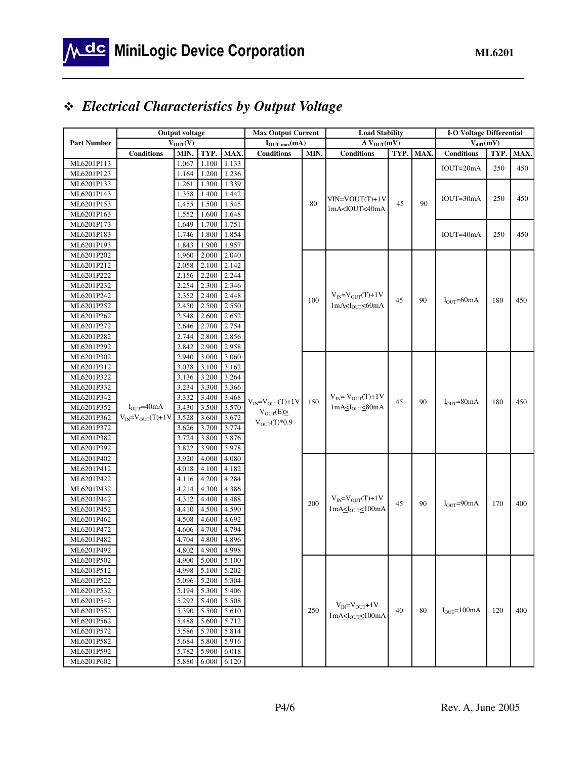## ❖ *Electrical Characteristics by Output Voltage*

| Part Number | Output voltage $V_{OUT}(V)$ | | | | Max Output Current $I_{OUT\ max}(mA)$ | | Load Stability $\Delta V_{OUT}(mV)$ | | | I-O Voltage Differential $V_{dif1}(mV)$ | | |
|---|---|---|---|---|---|---|---|---|---|---|---|---|
| | Conditions | MIN. | TYP. | MAX. | Conditions | MIN. | Conditions | TYP. | MAX. | Conditions | TYP. | MAX. |
| ML6201P113 | $I_{OUT}$=40mA $V_{IN}=V_{OUT}(T)+1V$ | 1.067 | 1.100 | 1.133 | $V_{IN}=V_{OUT}(T)+1V$ $V_{OUT}(E)\geq V_{OUT}(T)*0.9$ | 80 | VIN=VOUT(T)+1V 1mA<IOUT<40mA | 45 | 90 | IOUT=20mA | 250 | 450 |
| ML6201P123 | | 1.164 | 1.200 | 1.236 | | | | | | | | |
| ML6201P133 | | 1.261 | 1.300 | 1.339 | | | | | | IOUT=30mA | 250 | 450 |
| ML6201P143 | | 1.358 | 1.400 | 1.442 | | | | | | | | |
| ML6201P153 | | 1.455 | 1.500 | 1.545 | | | | | | | | |
| ML6201P163 | | 1.552 | 1.600 | 1.648 | | | | | | | | |
| ML6201P173 | | 1.649 | 1.700 | 1.751 | | | | | | IOUT=40mA | 250 | 450 |
| ML6201P183 | | 1.746 | 1.800 | 1.854 | | | | | | | | |
| ML6201P193 | | 1.843 | 1.900 | 1.957 | | | | | | | | |
| ML6201P202 | | 1.960 | 2.000 | 2.040 | | 100 | $V_{IN}=V_{OUT}(T)+1V$ $1mA\leq I_{OUT}\leq 60mA$ | 45 | 90 | $I_{OUT}$=60mA | 180 | 450 |
| ML6201P212 | | 2.058 | 2.100 | 2.142 | | | | | | | | |
| ML6201P222 | | 2.156 | 2.200 | 2.244 | | | | | | | | |
| ML6201P232 | | 2.254 | 2.300 | 2.346 | | | | | | | | |
| ML6201P242 | | 2.352 | 2.400 | 2.448 | | | | | | | | |
| ML6201P252 | | 2.450 | 2.500 | 2.550 | | | | | | | | |
| ML6201P262 | | 2.548 | 2.600 | 2.652 | | | | | | | | |
| ML6201P272 | | 2.646 | 2.700 | 2.754 | | | | | | | | |
| ML6201P282 | | 2.744 | 2.800 | 2.856 | | | | | | | | |
| ML6201P292 | | 2.842 | 2.900 | 2.958 | | | | | | | | |
| ML6201P302 | | 2.940 | 3.000 | 3.060 | | 150 | $V_{IN}=V_{OUT}(T)+1V$ $1mA\leq I_{OUT}\leq 80mA$ | 45 | 90 | $I_{OUT}$=80mA | 180 | 450 |
| ML6201P312 | | 3.038 | 3.100 | 3.162 | | | | | | | | |
| ML6201P322 | | 3.136 | 3.200 | 3.264 | | | | | | | | |
| ML6201P332 | | 3.234 | 3.300 | 3.366 | | | | | | | | |
| ML6201P342 | | 3.332 | 3.400 | 3.468 | | | | | | | | |
| ML6201P352 | | 3.430 | 3.500 | 3.570 | | | | | | | | |
| ML6201P362 | | 3.528 | 3.600 | 3.672 | | | | | | | | |
| ML6201P372 | | 3.626 | 3.700 | 3.774 | | | | | | | | |
| ML6201P382 | | 3.724 | 3.800 | 3.876 | | | | | | | | |
| ML6201P392 | | 3.822 | 3.900 | 3.978 | | | | | | | | |
| ML6201P402 | | 3.920 | 4.000 | 4.080 | | 200 | $V_{IN}=V_{OUT}(T)+1V$ $1mA\leq I_{OUT}\leq 100mA$ | 45 | 90 | $I_{OUT}$=90mA | 170 | 400 |
| ML6201P412 | | 4.018 | 4.100 | 4.182 | | | | | | | | |
| ML6201P422 | | 4.116 | 4.200 | 4.284 | | | | | | | | |
| ML6201P432 | | 4.214 | 4.300 | 4.386 | | | | | | | | |
| ML6201P442 | | 4.312 | 4.400 | 4.488 | | | | | | | | |
| ML6201P452 | | 4.410 | 4.500 | 4.590 | | | | | | | | |
| ML6201P462 | | 4.508 | 4.600 | 4.692 | | | | | | | | |
| ML6201P472 | | 4.606 | 4.700 | 4.794 | | | | | | | | |
| ML6201P482 | | 4.704 | 4.800 | 4.896 | | | | | | | | |
| ML6201P492 | | 4.802 | 4.900 | 4.998 | | | | | | | | |
| ML6201P502 | | 4.900 | 5.000 | 5.100 | | 250 | $V_{IN}=V_{OUT}+1V$ $1mA\leq I_{OUT}\leq 100mA$ | 40 | 80 | $I_{OUT}$=100mA | 120 | 400 |
| ML6201P512 | | 4.998 | 5.100 | 5.202 | | | | | | | | |
| ML6201P522 | | 5.096 | 5.200 | 5.304 | | | | | | | | |
| ML6201P532 | | 5.194 | 5.300 | 5.406 | | | | | | | | |
| ML6201P542 | | 5.292 | 5.400 | 5.508 | | | | | | | | |
| ML6201P552 | | 5.390 | 5.500 | 5.610 | | | | | | | | |
| ML6201P562 | | 5.488 | 5.600 | 5.712 | | | | | | | | |
| ML6201P572 | | 5.586 | 5.700 | 5.814 | | | | | | | | |
| ML6201P582 | | 5.684 | 5.800 | 5.916 | | | | | | | | |
| ML6201P592 | | 5.782 | 5.900 | 6.018 | | | | | | | | |
| ML6201P602 | | 5.880 | 6.000 | 6.120 | | | | | | | | |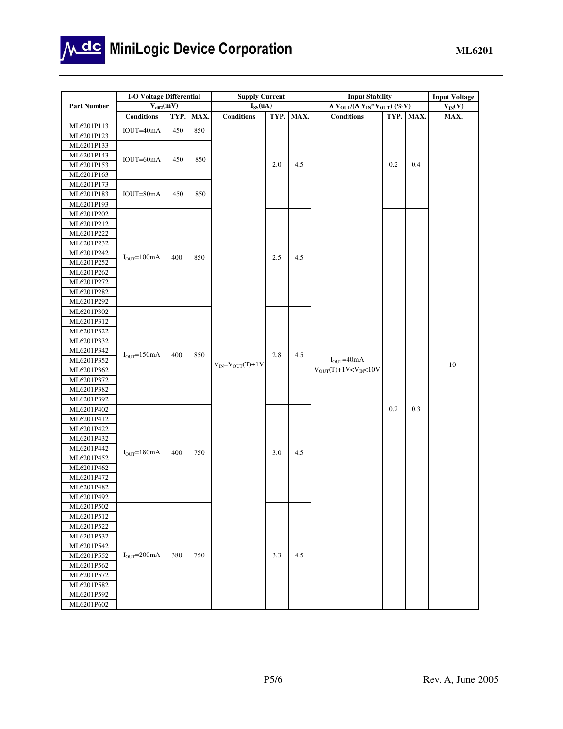| Part Number | I-O Voltage Differential $V_{dif2}$(mV) | | | Supply Current $I_{SS}$(uA) | | | Input Stability $\Delta V_{OUT}/(\Delta V_{IN}*V_{OUT})$ (%V) | | | Input Voltage $V_{IN}$(V) |
|---|---|---|---|---|---|---|---|---|---|---|
| | Conditions | TYP. | MAX. | Conditions | TYP. | MAX. | Conditions | TYP. | MAX. | MAX. |
| ML6201P113 | IOUT=40mA | 450 | 850 | $V_{IN}=V_{OUT}(T)+1V$ | 2.0 | 4.5 | $I_{OUT}$=40mA $V_{OUT}(T)+1V \leq V_{IN} \leq 10V$ | 0.2 | 0.4 | 10 |
| ML6201P123 | | | | | | | | | | |
| ML6201P133 | IOUT=60mA | 450 | 850 | | | | | | | |
| ML6201P143 | | | | | | | | | | |
| ML6201P153 | | | | | | | | | | |
| ML6201P163 | | | | | | | | | | |
| ML6201P173 | IOUT=80mA | 450 | 850 | | | | | | | |
| ML6201P183 | | | | | | | | | | |
| ML6201P193 | | | | | | | | | | |
| ML6201P202 | $I_{OUT}$=100mA | 400 | 850 | | 2.5 | 4.5 | | 0.2 | 0.3 | |
| ML6201P212 | | | | | | | | | | |
| ML6201P222 | | | | | | | | | | |
| ML6201P232 | | | | | | | | | | |
| ML6201P242 | | | | | | | | | | |
| ML6201P252 | | | | | | | | | | |
| ML6201P262 | | | | | | | | | | |
| ML6201P272 | | | | | | | | | | |
| ML6201P282 | | | | | | | | | | |
| ML6201P292 | | | | | | | | | | |
| ML6201P302 | $I_{OUT}$=150mA | 400 | 850 | | 2.8 | 4.5 | | | | |
| ML6201P312 | | | | | | | | | | |
| ML6201P322 | | | | | | | | | | |
| ML6201P332 | | | | | | | | | | |
| ML6201P342 | | | | | | | | | | |
| ML6201P352 | | | | | | | | | | |
| ML6201P362 | | | | | | | | | | |
| ML6201P372 | | | | | | | | | | |
| ML6201P382 | | | | | | | | | | |
| ML6201P392 | | | | | | | | | | |
| ML6201P402 | $I_{OUT}$=180mA | 400 | 750 | | 3.0 | 4.5 | | | | |
| ML6201P412 | | | | | | | | | | |
| ML6201P422 | | | | | | | | | | |
| ML6201P432 | | | | | | | | | | |
| ML6201P442 | | | | | | | | | | |
| ML6201P452 | | | | | | | | | | |
| ML6201P462 | | | | | | | | | | |
| ML6201P472 | | | | | | | | | | |
| ML6201P482 | | | | | | | | | | |
| ML6201P492 | | | | | | | | | | |
| ML6201P502 | $I_{OUT}$=200mA | 380 | 750 | | 3.3 | 4.5 | | | | |
| ML6201P512 | | | | | | | | | | |
| ML6201P522 | | | | | | | | | | |
| ML6201P532 | | | | | | | | | | |
| ML6201P542 | | | | | | | | | | |
| ML6201P552 | | | | | | | | | | |
| ML6201P562 | | | | | | | | | | |
| ML6201P572 | | | | | | | | | | |
| ML6201P582 | | | | | | | | | | |
| ML6201P592 | | | | | | | | | | |
| ML6201P602 | | | | | | | | | | |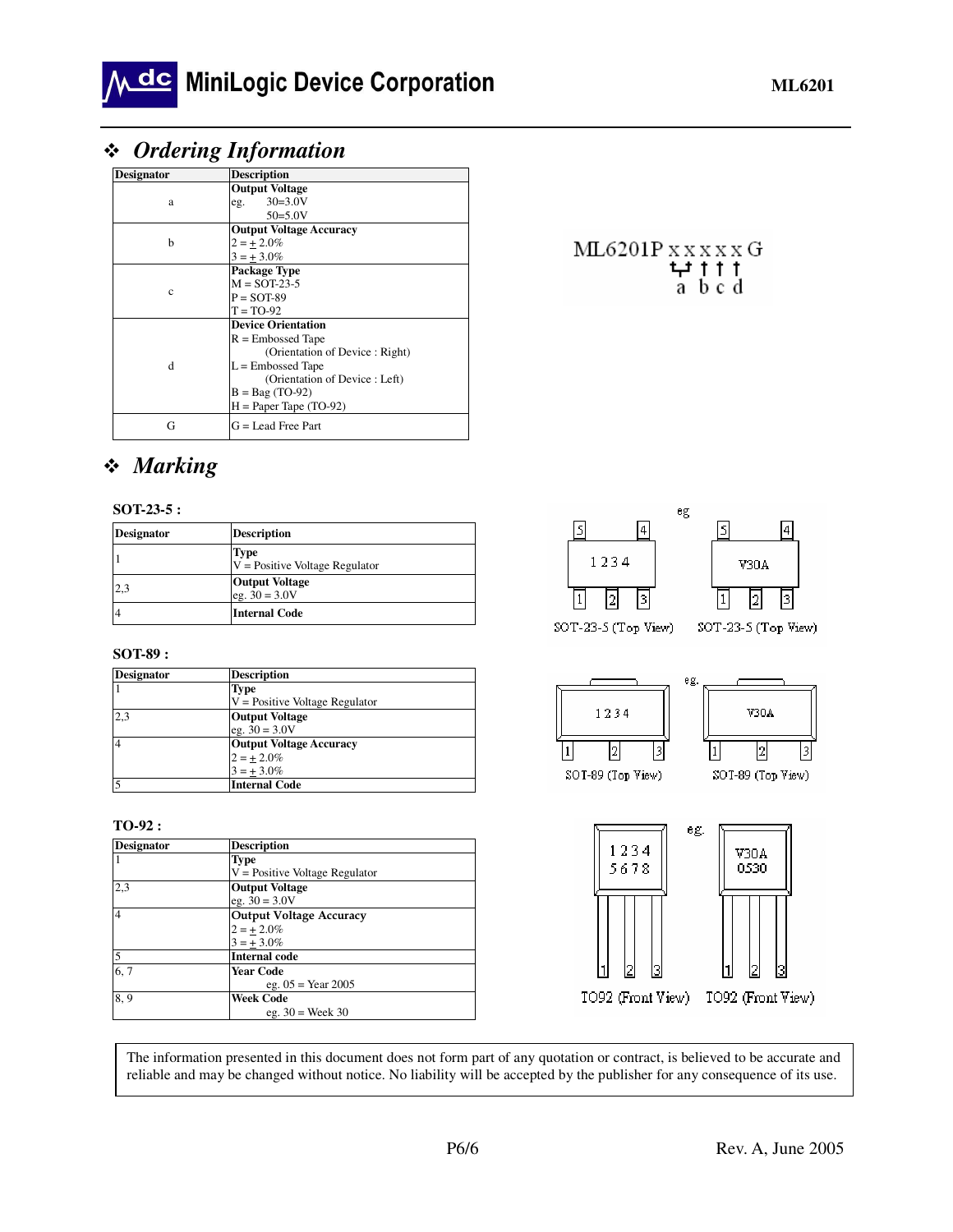## ❖ *Ordering Information*

| Designator | Description |
|---|---|
| a | **Output Voltage**<br>eg. 30=3.0V<br>50=5.0V |
| b | **Output Voltage Accuracy**<br>2 = ± 2.0%<br>3 = ± 3.0% |
| c | **Package Type**<br>M = SOT-23-5<br>P = SOT-89<br>T = TO-92 |
| d | **Device Orientation**<br>R = Embossed Tape<br>(Orientation of Device : Right)<br>L = Embossed Tape<br>(Orientation of Device : Left)<br>B = Bag (TO-92)<br>H = Paper Tape (TO-92) |
| G | G = Lead Free Part |

ML6201P x x x x x G

a b c d

## ❖ *Marking*

**SOT-23-5 :**

| Designator | Description |
|---|---|
| 1 | **Type**<br>V = Positive Voltage Regulator |
| 2,3 | **Output Voltage**<br>eg. 30 = 3.0V |
| 4 | **Internal Code** |

eg

5 4 1 2 3 1234 SOT-23-5 (Top View)

5 4 1 2 3 V30A SOT-23-5 (Top View)

**SOT-89 :**

| Designator | Description |
|---|---|
| 1 | **Type**<br>V = Positive Voltage Regulator |
| 2,3 | **Output Voltage**<br>eg. 30 = 3.0V |
| 4 | **Output Voltage Accuracy**<br>2 = ± 2.0%<br>3 = ± 3.0% |
| 5 | **Internal Code** |

eg.

1234 1 2 3 SOT-89 (Top View)

V30A 1 2 3 SOT-89 (Top View)

**TO-92 :**

| Designator | Description |
|---|---|
| 1 | **Type**<br>V = Positive Voltage Regulator |
| 2,3 | **Output Voltage**<br>eg. 30 = 3.0V |
| 4 | **Output Voltage Accuracy**<br>2 = ± 2.0%<br>3 = ± 3.0% |
| 5 | **Internal code** |
| 6, 7 | **Year Code**<br>eg. 05 = Year 2005 |
| 8, 9 | **Week Code**<br>eg. 30 = Week 30 |

eg.

1234 5678 1 2 3 TO92 (Front View)

V30A 0530 1 2 3 TO92 (Front View)

The information presented in this document does not form part of any quotation or contract, is believed to be accurate and reliable and may be changed without notice. No liability will be accepted by the publisher for any consequence of its use.